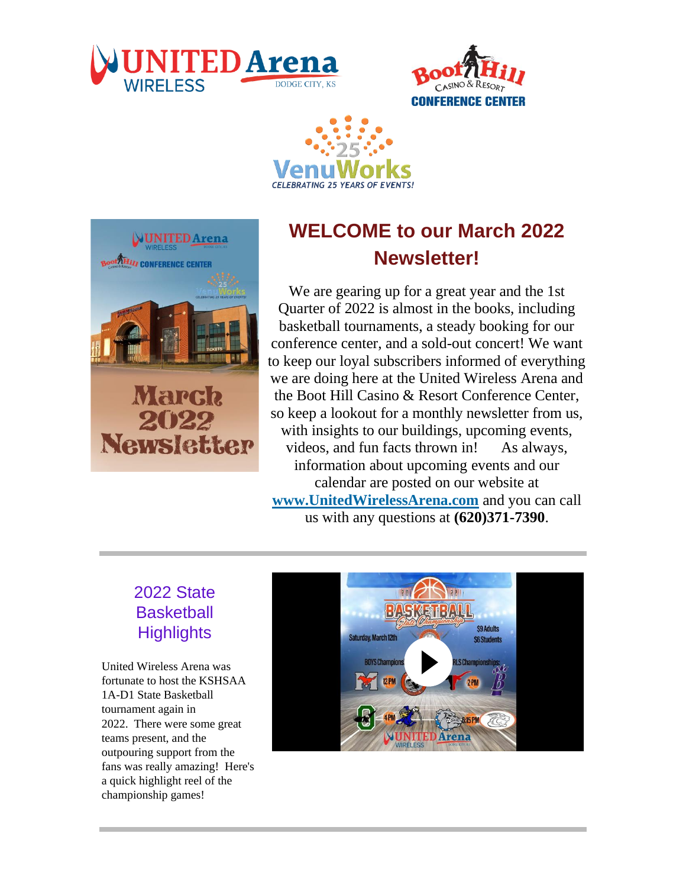# WELCOME to our March 2022 Newsletter!

We are gearing up for a great year and the 1st Quarter of 2022 is almost in the books, including basketball tournaments, a steady booking for our conference center, and a sold-out concert! We want to keep our loyal subscribers informed of everything we are doing here at the United Wireless Arena and the Boot Hill Casino & Resort Conference Center, so keep a lookout for a monthly newsletter from us, with insights to our buildings, upcoming events, videos, and fun facts thrown in! As always, information about upcoming events and our calendar are posted on our website at **[www.UnitedWirelessArena.com](http://www.UnitedWirelessArena.com)** and you can call us with any questions at **(620)371-7390**.

---

## 2022 State Basketball Highlights

United Wireless Arena was fortunate to host the KSHSAA 1A-D1 State Basketball tournament again in 2022. There were some great teams present, and the outpouring support from the fans was really amazing! Here's a quick highlight reel of the championship games!

---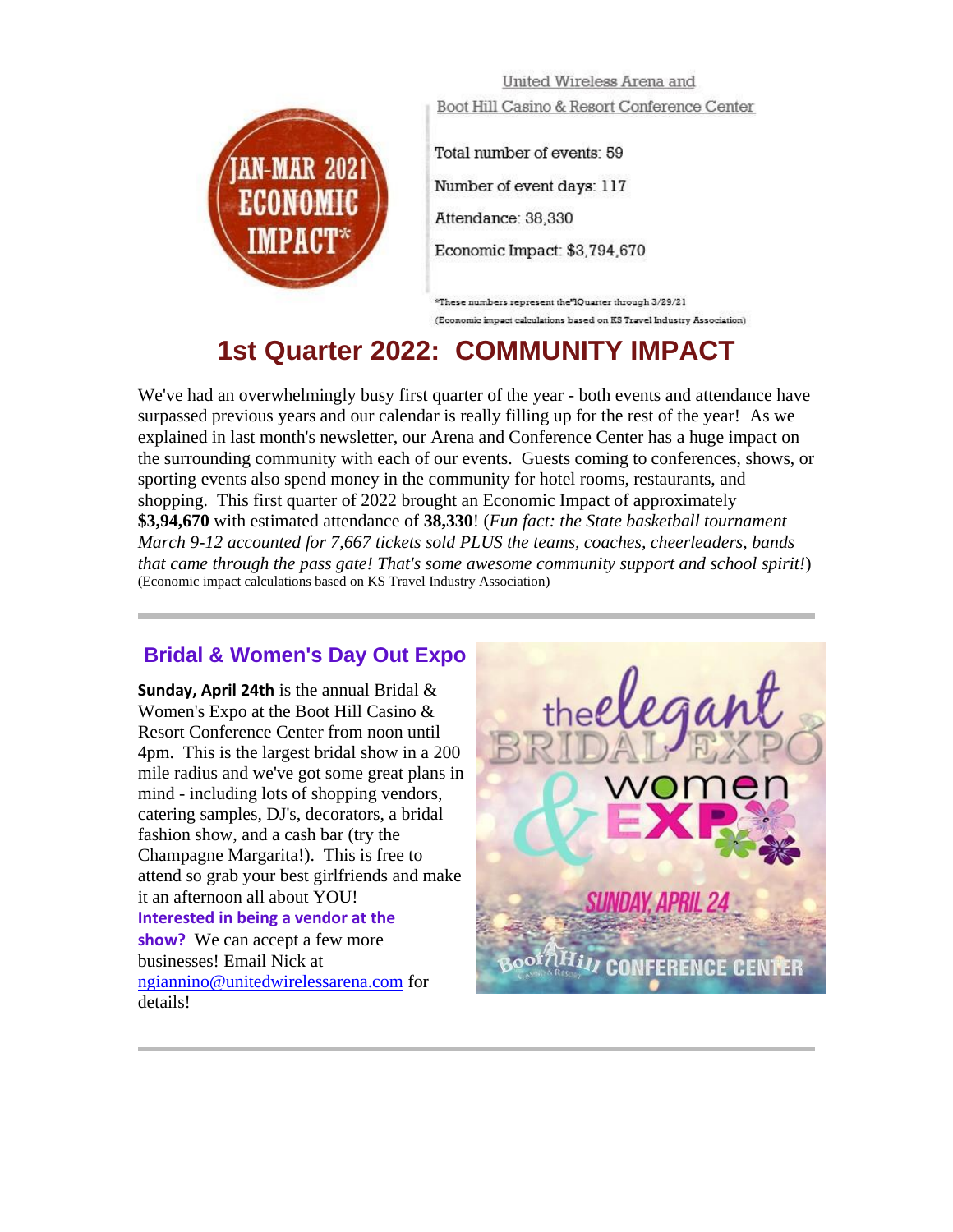JAN-MAR 2021 ECONOMIC IMPACT*

United Wireless Arena and
Boot Hill Casino & Resort Conference Center

Total number of events: 59

Number of event days: 117

Attendance: 38,330

Economic Impact: $3,794,670

*These numbers represent the 1Quarter through 3/29/21
(Economic impact calculations based on KS Travel Industry Association)

# 1st Quarter 2022: COMMUNITY IMPACT

We've had an overwhelmingly busy first quarter of the year - both events and attendance have surpassed previous years and our calendar is really filling up for the rest of the year! As we explained in last month's newsletter, our Arena and Conference Center has a huge impact on the surrounding community with each of our events. Guests coming to conferences, shows, or sporting events also spend money in the community for hotel rooms, restaurants, and shopping. This first quarter of 2022 brought an Economic Impact of approximately **$3,94,670** with estimated attendance of **38,330**! (*Fun fact: the State basketball tournament March 9-12 accounted for 7,667 tickets sold PLUS the teams, coaches, cheerleaders, bands that came through the pass gate! That's some awesome community support and school spirit!*)
(Economic impact calculations based on KS Travel Industry Association)

---

## Bridal & Women's Day Out Expo

**Sunday, April 24th** is the annual Bridal & Women's Expo at the Boot Hill Casino & Resort Conference Center from noon until 4pm. This is the largest bridal show in a 200 mile radius and we've got some great plans in mind - including lots of shopping vendors, catering samples, DJ's, decorators, a bridal fashion show, and a cash bar (try the Champagne Margarita!). This is free to attend so grab your best girlfriends and make it an afternoon all about YOU!

**Interested in being a vendor at the show?** We can accept a few more businesses! Email Nick at ngiannino@unitedwirelessarena.com for details!

the elegant BRIDAL EXPO & women EXPO

SUNDAY, APRIL 24

Boot Hill Casino & Resort CONFERENCE CENTER

---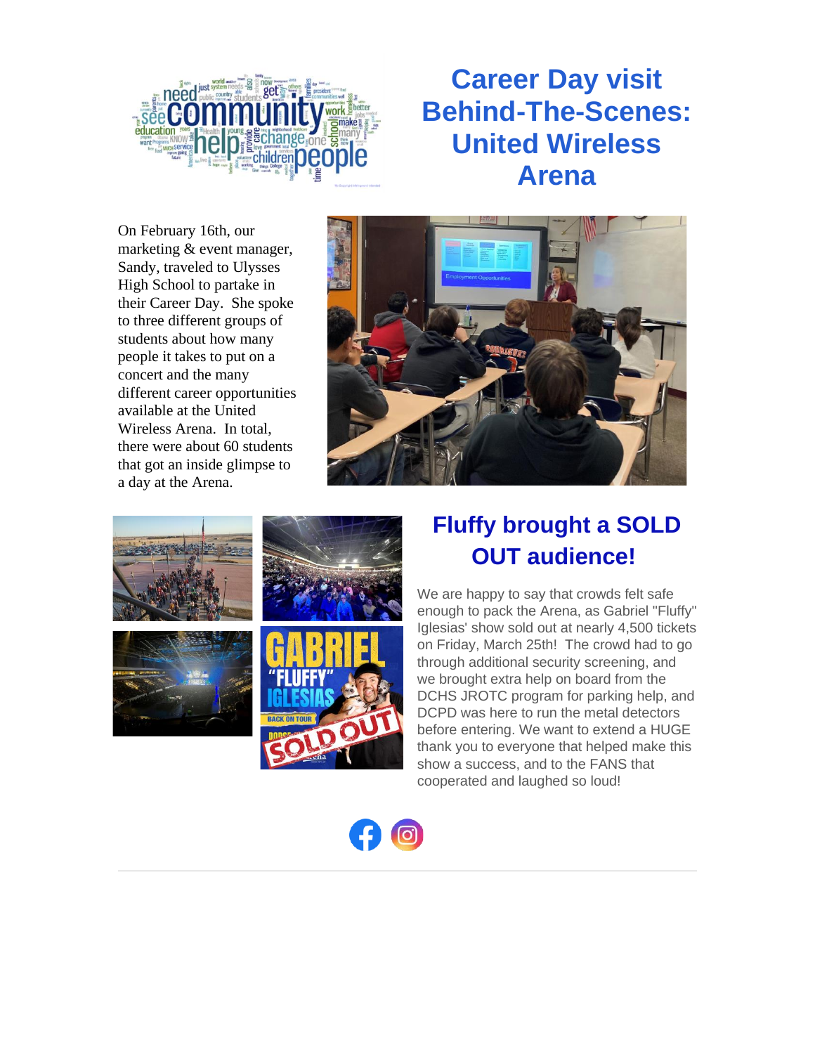## Career Day visit Behind-The-Scenes: United Wireless Arena

On February 16th, our marketing & event manager, Sandy, traveled to Ulysses High School to partake in their Career Day. She spoke to three different groups of students about how many people it takes to put on a concert and the many different career opportunities available at the United Wireless Arena. In total, there were about 60 students that got an inside glimpse to a day at the Arena.

## Fluffy brought a SOLD OUT audience!

We are happy to say that crowds felt safe enough to pack the Arena, as Gabriel "Fluffy" Iglesias' show sold out at nearly 4,500 tickets on Friday, March 25th! The crowd had to go through additional security screening, and we brought extra help on board from the DCHS JROTC program for parking help, and DCPD was here to run the metal detectors before entering. We want to extend a HUGE thank you to everyone that helped make this show a success, and to the FANS that cooperated and laughed so loud!